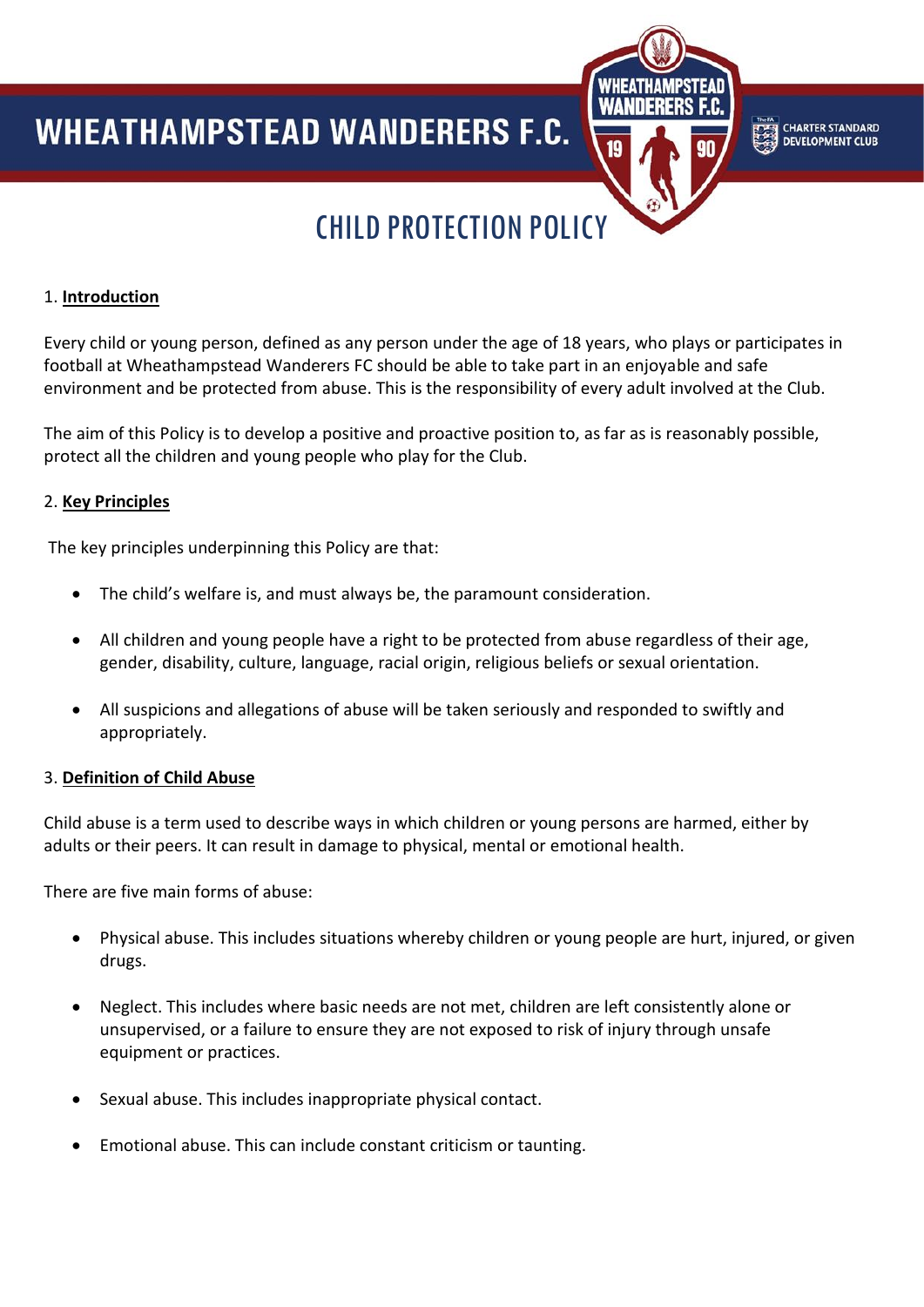# WHEATHAMPSTEAD WANDERERS F.C.

CHARTER STANDARD DEVELOPMENT CLUB

## CHILD PROTECTION POLICY

1. **Introduction**

Every child or young person, defined as any person under the age of 18 years, who plays or participates in football at Wheathampstead Wanderers FC should be able to take part in an enjoyable and safe environment and be protected from abuse. This is the responsibility of every adult involved at the Club.

The aim of this Policy is to develop a positive and proactive position to, as far as is reasonably possible, protect all the children and young people who play for the Club.

2. **Key Principles**

The key principles underpinning this Policy are that:

- The child's welfare is, and must always be, the paramount consideration.
- All children and young people have a right to be protected from abuse regardless of their age, gender, disability, culture, language, racial origin, religious beliefs or sexual orientation.
- All suspicions and allegations of abuse will be taken seriously and responded to swiftly and appropriately.

3. **Definition of Child Abuse**

Child abuse is a term used to describe ways in which children or young persons are harmed, either by adults or their peers. It can result in damage to physical, mental or emotional health.

There are five main forms of abuse:

- Physical abuse. This includes situations whereby children or young people are hurt, injured, or given drugs.
- Neglect. This includes where basic needs are not met, children are left consistently alone or unsupervised, or a failure to ensure they are not exposed to risk of injury through unsafe equipment or practices.
- Sexual abuse. This includes inappropriate physical contact.
- Emotional abuse. This can include constant criticism or taunting.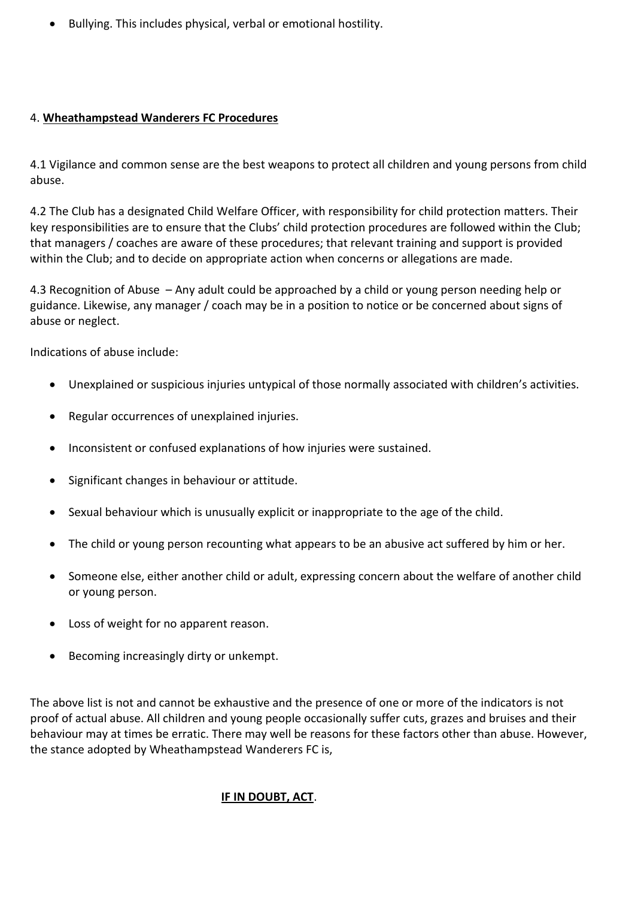- Bullying. This includes physical, verbal or emotional hostility.

## 4. **Wheathampstead Wanderers FC Procedures**

4.1 Vigilance and common sense are the best weapons to protect all children and young persons from child abuse.

4.2 The Club has a designated Child Welfare Officer, with responsibility for child protection matters. Their key responsibilities are to ensure that the Clubs' child protection procedures are followed within the Club; that managers / coaches are aware of these procedures; that relevant training and support is provided within the Club; and to decide on appropriate action when concerns or allegations are made.

4.3 Recognition of Abuse – Any adult could be approached by a child or young person needing help or guidance. Likewise, any manager / coach may be in a position to notice or be concerned about signs of abuse or neglect.

Indications of abuse include:

- Unexplained or suspicious injuries untypical of those normally associated with children's activities.
- Regular occurrences of unexplained injuries.
- Inconsistent or confused explanations of how injuries were sustained.
- Significant changes in behaviour or attitude.
- Sexual behaviour which is unusually explicit or inappropriate to the age of the child.
- The child or young person recounting what appears to be an abusive act suffered by him or her.
- Someone else, either another child or adult, expressing concern about the welfare of another child or young person.
- Loss of weight for no apparent reason.
- Becoming increasingly dirty or unkempt.

The above list is not and cannot be exhaustive and the presence of one or more of the indicators is not proof of actual abuse. All children and young people occasionally suffer cuts, grazes and bruises and their behaviour may at times be erratic. There may well be reasons for these factors other than abuse. However, the stance adopted by Wheathampstead Wanderers FC is,

**IF IN DOUBT, ACT**.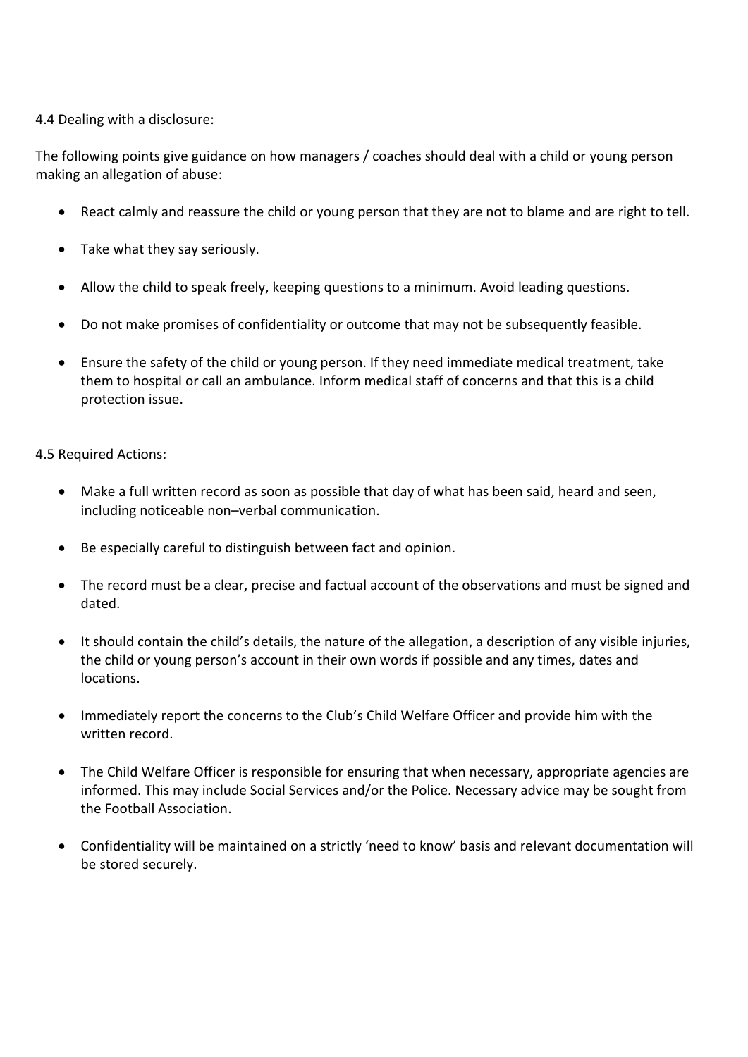4.4 Dealing with a disclosure:

The following points give guidance on how managers / coaches should deal with a child or young person making an allegation of abuse:

- React calmly and reassure the child or young person that they are not to blame and are right to tell.
- Take what they say seriously.
- Allow the child to speak freely, keeping questions to a minimum. Avoid leading questions.
- Do not make promises of confidentiality or outcome that may not be subsequently feasible.
- Ensure the safety of the child or young person. If they need immediate medical treatment, take them to hospital or call an ambulance. Inform medical staff of concerns and that this is a child protection issue.

4.5 Required Actions:

- Make a full written record as soon as possible that day of what has been said, heard and seen, including noticeable non–verbal communication.
- Be especially careful to distinguish between fact and opinion.
- The record must be a clear, precise and factual account of the observations and must be signed and dated.
- It should contain the child's details, the nature of the allegation, a description of any visible injuries, the child or young person's account in their own words if possible and any times, dates and locations.
- Immediately report the concerns to the Club's Child Welfare Officer and provide him with the written record.
- The Child Welfare Officer is responsible for ensuring that when necessary, appropriate agencies are informed. This may include Social Services and/or the Police. Necessary advice may be sought from the Football Association.
- Confidentiality will be maintained on a strictly 'need to know' basis and relevant documentation will be stored securely.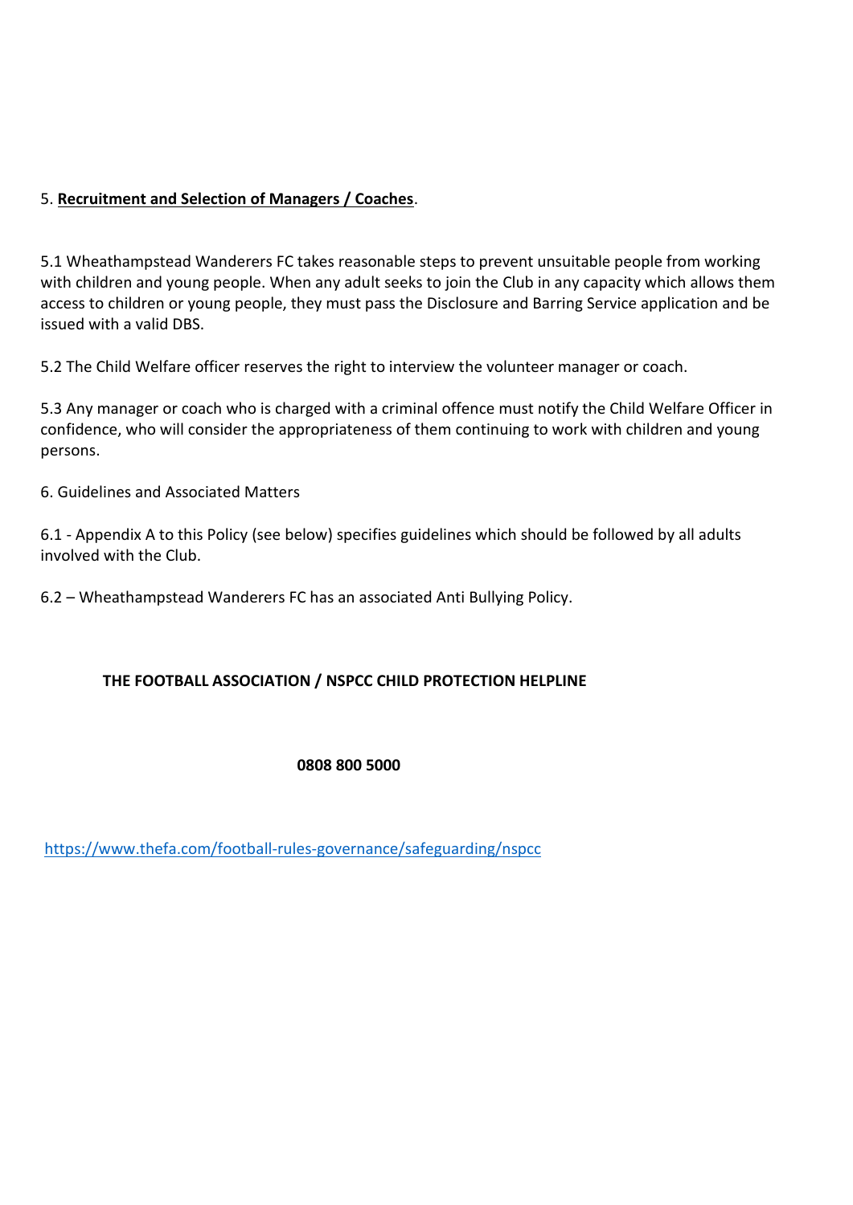5. **Recruitment and Selection of Managers / Coaches**.

5.1 Wheathampstead Wanderers FC takes reasonable steps to prevent unsuitable people from working with children and young people. When any adult seeks to join the Club in any capacity which allows them access to children or young people, they must pass the Disclosure and Barring Service application and be issued with a valid DBS.

5.2 The Child Welfare officer reserves the right to interview the volunteer manager or coach.

5.3 Any manager or coach who is charged with a criminal offence must notify the Child Welfare Officer in confidence, who will consider the appropriateness of them continuing to work with children and young persons.

6. Guidelines and Associated Matters

6.1 - Appendix A to this Policy (see below) specifies guidelines which should be followed by all adults involved with the Club.

6.2 – Wheathampstead Wanderers FC has an associated Anti Bullying Policy.

**THE FOOTBALL ASSOCIATION / NSPCC CHILD PROTECTION HELPLINE**

**0808 800 5000**

https://www.thefa.com/football-rules-governance/safeguarding/nspcc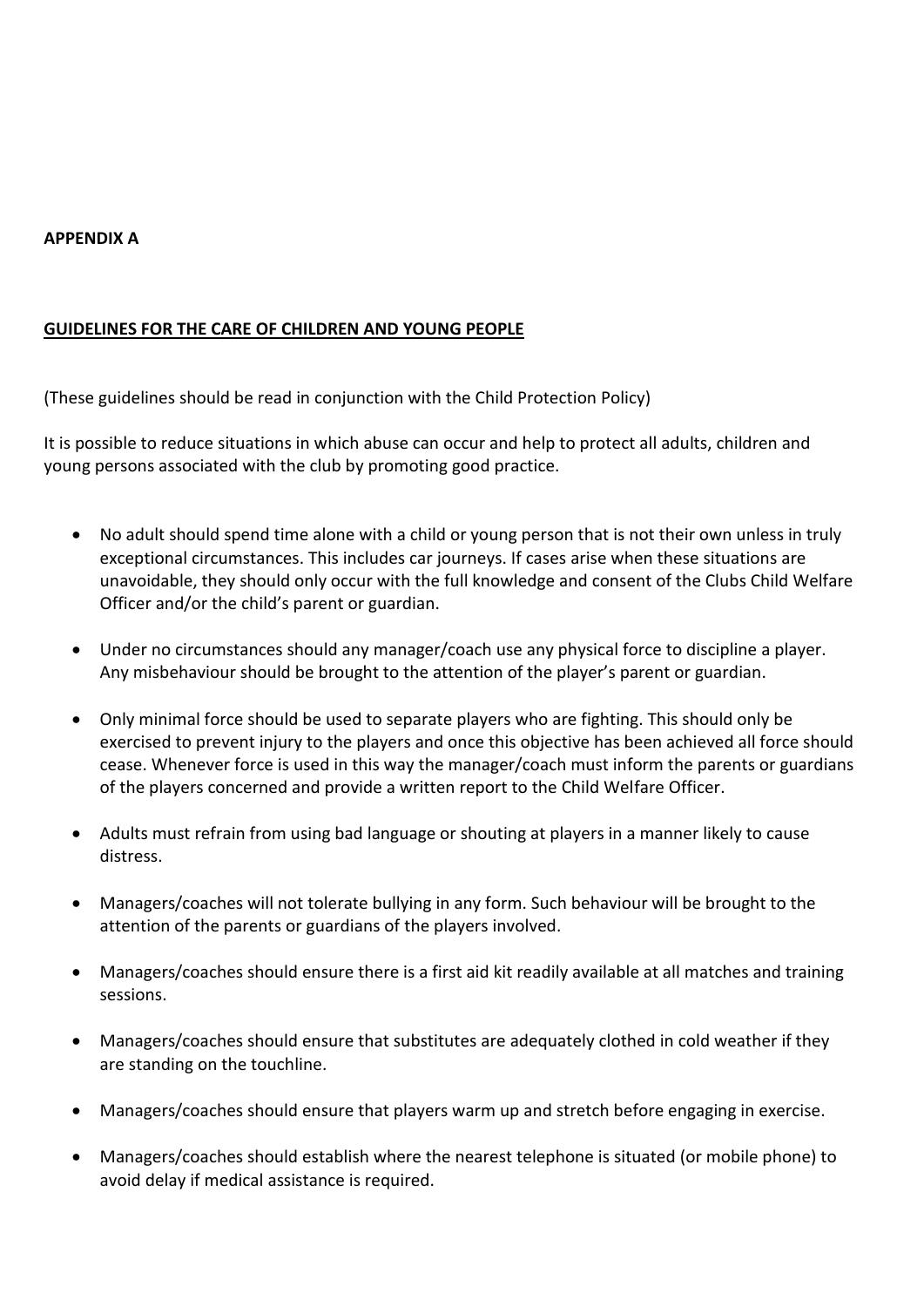**APPENDIX A**

## GUIDELINES FOR THE CARE OF CHILDREN AND YOUNG PEOPLE

(These guidelines should be read in conjunction with the Child Protection Policy)

It is possible to reduce situations in which abuse can occur and help to protect all adults, children and young persons associated with the club by promoting good practice.

- No adult should spend time alone with a child or young person that is not their own unless in truly exceptional circumstances. This includes car journeys. If cases arise when these situations are unavoidable, they should only occur with the full knowledge and consent of the Clubs Child Welfare Officer and/or the child's parent or guardian.

- Under no circumstances should any manager/coach use any physical force to discipline a player. Any misbehaviour should be brought to the attention of the player's parent or guardian.

- Only minimal force should be used to separate players who are fighting. This should only be exercised to prevent injury to the players and once this objective has been achieved all force should cease. Whenever force is used in this way the manager/coach must inform the parents or guardians of the players concerned and provide a written report to the Child Welfare Officer.

- Adults must refrain from using bad language or shouting at players in a manner likely to cause distress.

- Managers/coaches will not tolerate bullying in any form. Such behaviour will be brought to the attention of the parents or guardians of the players involved.

- Managers/coaches should ensure there is a first aid kit readily available at all matches and training sessions.

- Managers/coaches should ensure that substitutes are adequately clothed in cold weather if they are standing on the touchline.

- Managers/coaches should ensure that players warm up and stretch before engaging in exercise.

- Managers/coaches should establish where the nearest telephone is situated (or mobile phone) to avoid delay if medical assistance is required.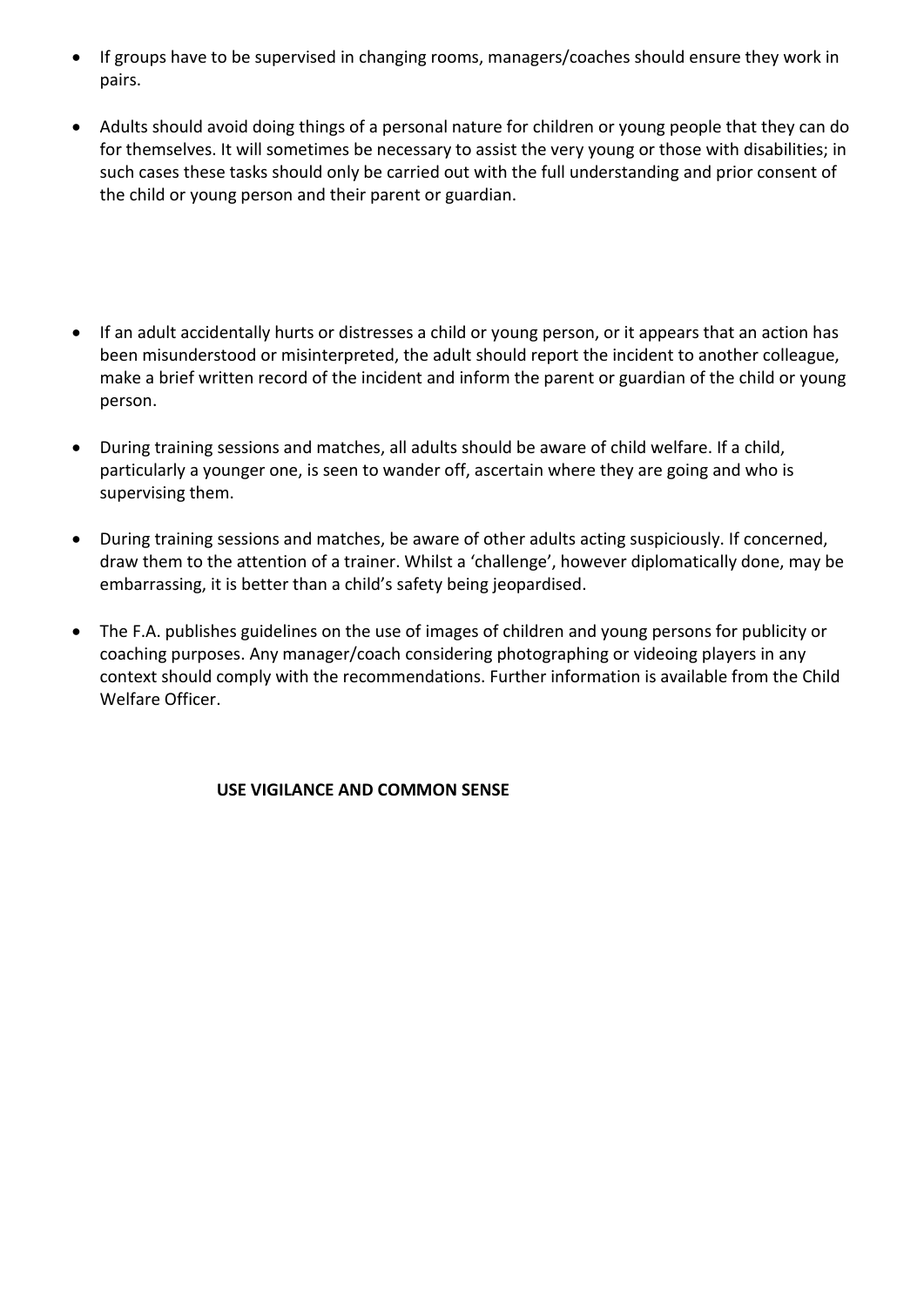- If groups have to be supervised in changing rooms, managers/coaches should ensure they work in pairs.

- Adults should avoid doing things of a personal nature for children or young people that they can do for themselves. It will sometimes be necessary to assist the very young or those with disabilities; in such cases these tasks should only be carried out with the full understanding and prior consent of the child or young person and their parent or guardian.

- If an adult accidentally hurts or distresses a child or young person, or it appears that an action has been misunderstood or misinterpreted, the adult should report the incident to another colleague, make a brief written record of the incident and inform the parent or guardian of the child or young person.

- During training sessions and matches, all adults should be aware of child welfare. If a child, particularly a younger one, is seen to wander off, ascertain where they are going and who is supervising them.

- During training sessions and matches, be aware of other adults acting suspiciously. If concerned, draw them to the attention of a trainer. Whilst a 'challenge', however diplomatically done, may be embarrassing, it is better than a child's safety being jeopardised.

- The F.A. publishes guidelines on the use of images of children and young persons for publicity or coaching purposes. Any manager/coach considering photographing or videoing players in any context should comply with the recommendations. Further information is available from the Child Welfare Officer.

**USE VIGILANCE AND COMMON SENSE**